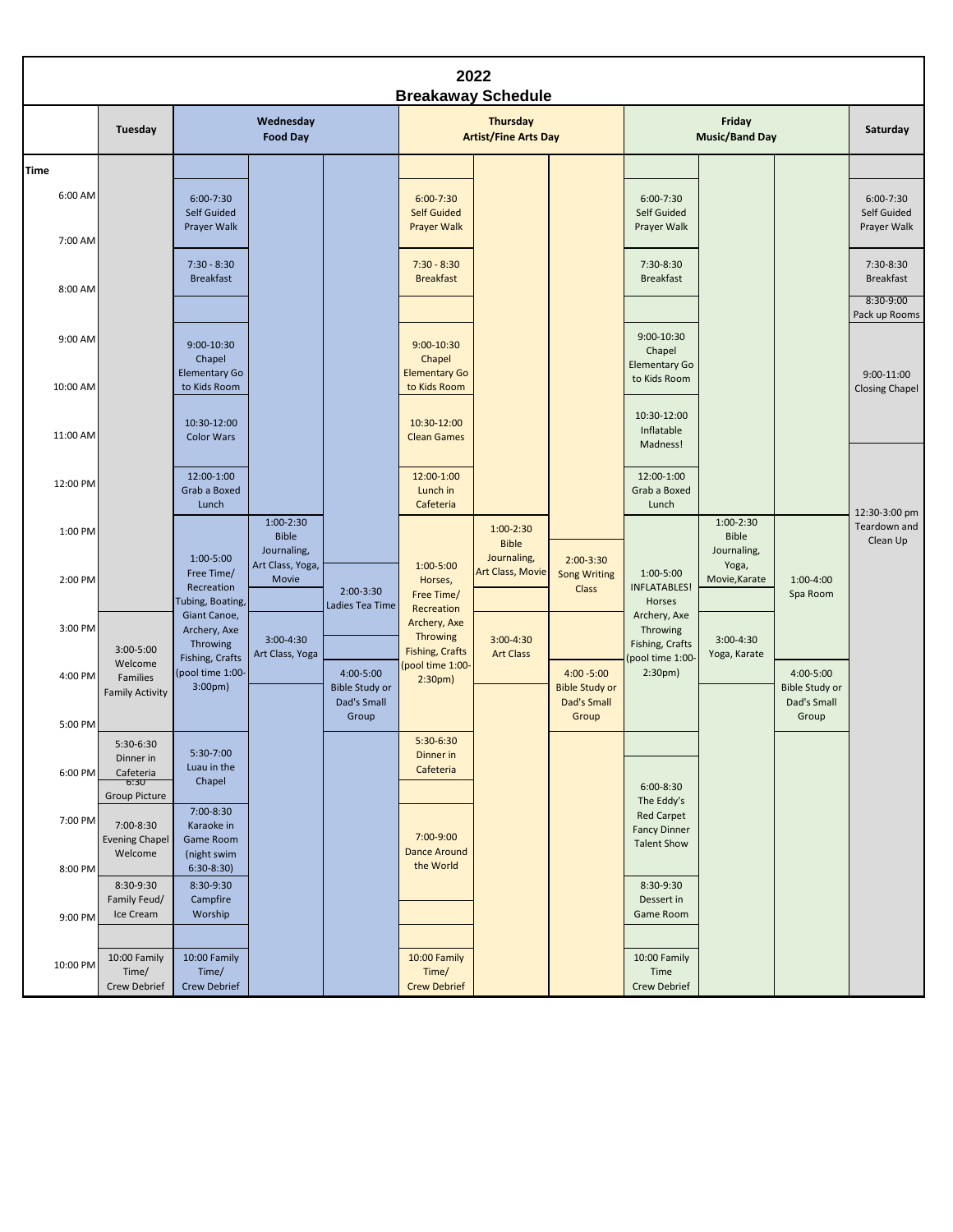# 2022
## Breakaway Schedule

| Time | Tuesday | Wednesday Food Day | | | Thursday Artist/Fine Arts Day | | | Friday Music/Band Day | | | Saturday |
|---|---|---|---|---|---|---|---|---|---|---|---|
| 6:00 AM | | 6:00-7:30 Self Guided Prayer Walk | | | 6:00-7:30 Self Guided Prayer Walk | | | 6:00-7:30 Self Guided Prayer Walk | | | 6:00-7:30 Self Guided Prayer Walk |
| 7:00 AM | | 7:30 - 8:30 Breakfast | | | 7:30 - 8:30 Breakfast | | | 7:30-8:30 Breakfast | | | 7:30-8:30 Breakfast |
| 8:00 AM | | | | | | | | | | | 8:30-9:00 Pack up Rooms |
| 9:00 AM | | 9:00-10:30 Chapel Elementary Go to Kids Room | | | 9:00-10:30 Chapel Elementary Go to Kids Room | | | 9:00-10:30 Chapel Elementary Go to Kids Room | | | 9:00-11:00 Closing Chapel |
| 10:00 AM | | 10:30-12:00 Color Wars | | | 10:30-12:00 Clean Games | | | 10:30-12:00 Inflatable Madness! | | | |
| 12:00 PM | | 12:00-1:00 Grab a Boxed Lunch | | | 12:00-1:00 Lunch in Cafeteria | | | 12:00-1:00 Grab a Boxed Lunch | | | 12:30-3:00 pm Teardown and Clean Up |
| 1:00 PM | | 1:00-5:00 Free Time/ Recreation Tubing, Boating, Giant Canoe, Archery, Axe Throwing Fishing, Crafts (pool time 1:00-3:00pm) | 1:00-2:30 Bible Journaling, Art Class, Yoga, Movie | | 1:00-5:00 Horses, Free Time/ Recreation Archery, Axe Throwing Fishing, Crafts (pool time 1:00-2:30pm) | 1:00-2:30 Bible Journaling, Art Class, Movie | | 1:00-5:00 INFLATABLES! Horses Archery, Axe Throwing Fishing, Crafts (pool time 1:00-2:30pm) | 1:00-2:30 Bible Journaling, Yoga, Movie,Karate | 1:00-4:00 Spa Room | |
| 2:00 PM | | | | 2:00-3:30 Ladies Tea Time | | | 2:00-3:30 Song Writing Class | | | | |
| 3:00 PM | 3:00-5:00 Welcome Families Family Activity | | 3:00-4:30 Art Class, Yoga | | | 3:00-4:30 Art Class | | | 3:00-4:30 Yoga, Karate | | |
| 4:00 PM | | | | 4:00-5:00 Bible Study or Dad's Small Group | | | 4:00 -5:00 Bible Study or Dad's Small Group | | | 4:00-5:00 Bible Study or Dad's Small Group | |
| 5:00 PM | 5:30-6:30 Dinner in Cafeteria | 5:30-7:00 Luau in the Chapel | | | 5:30-6:30 Dinner in Cafeteria | | | | | | |
| 6:00 PM | 6:30 Group Picture | | | | | | | 6:00-8:30 The Eddy's Red Carpet Fancy Dinner Talent Show | | | |
| 7:00 PM | 7:00-8:30 Evening Chapel Welcome | 7:00-8:30 Karaoke in Game Room (night swim 6:30-8:30) | | | 7:00-9:00 Dance Around the World | | | | | | |
| 8:00 PM | 8:30-9:30 Family Feud/ Ice Cream | 8:30-9:30 Campfire Worship | | | | | | 8:30-9:30 Dessert in Game Room | | | |
| 10:00 PM | 10:00 Family Time/ Crew Debrief | 10:00 Family Time/ Crew Debrief | | | 10:00 Family Time/ Crew Debrief | | | 10:00 Family Time Crew Debrief | | | |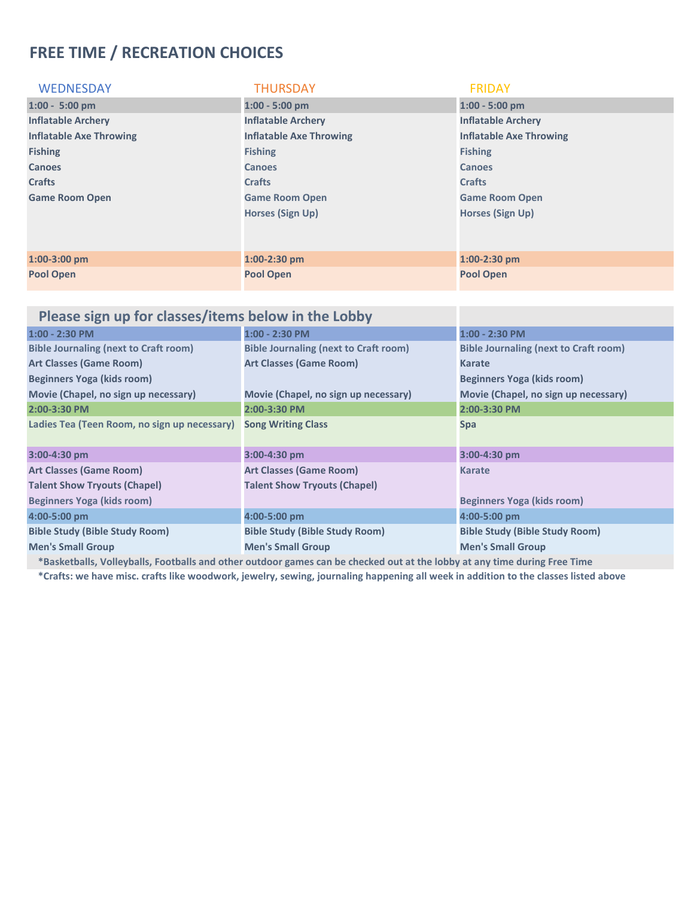# FREE TIME / RECREATION CHOICES

| WEDNESDAY | THURSDAY | FRIDAY |
|---|---|---|
| **1:00 - 5:00 pm** | **1:00 - 5:00 pm** | **1:00 - 5:00 pm** |
| Inflatable Archery | Inflatable Archery | Inflatable Archery |
| Inflatable Axe Throwing | Inflatable Axe Throwing | Inflatable Axe Throwing |
| Fishing | Fishing | Fishing |
| Canoes | Canoes | Canoes |
| Crafts | Crafts | Crafts |
| Game Room Open | Game Room Open | Game Room Open |
| | Horses (Sign Up) | Horses (Sign Up) |
| **1:00-3:00 pm** | **1:00-2:30 pm** | **1:00-2:30 pm** |
| Pool Open | Pool Open | Pool Open |

## Please sign up for classes/items below in the Lobby

| | | |
|---|---|---|
| **1:00 - 2:30 PM** | **1:00 - 2:30 PM** | **1:00 - 2:30 PM** |
| Bible Journaling (next to Craft room) | Bible Journaling (next to Craft room) | Bible Journaling (next to Craft room) |
| Art Classes (Game Room) | Art Classes (Game Room) | Karate |
| Beginners Yoga (kids room) | | Beginners Yoga (kids room) |
| Movie (Chapel, no sign up necessary) | Movie (Chapel, no sign up necessary) | Movie (Chapel, no sign up necessary) |
| **2:00-3:30 PM** | **2:00-3:30 PM** | **2:00-3:30 PM** |
| Ladies Tea (Teen Room, no sign up necessary) | Song Writing Class | Spa |
| **3:00-4:30 pm** | **3:00-4:30 pm** | **3:00-4:30 pm** |
| Art Classes (Game Room) | Art Classes (Game Room) | Karate |
| Talent Show Tryouts (Chapel) | Talent Show Tryouts (Chapel) | |
| Beginners Yoga (kids room) | | Beginners Yoga (kids room) |
| **4:00-5:00 pm** | **4:00-5:00 pm** | **4:00-5:00 pm** |
| Bible Study (Bible Study Room) | Bible Study (Bible Study Room) | Bible Study (Bible Study Room) |
| Men's Small Group | Men's Small Group | Men's Small Group |

*Basketballs, Volleyballs, Footballs and other outdoor games can be checked out at the lobby at any time during Free Time

*Crafts: we have misc. crafts like woodwork, jewelry, sewing, journaling happening all week in addition to the classes listed above